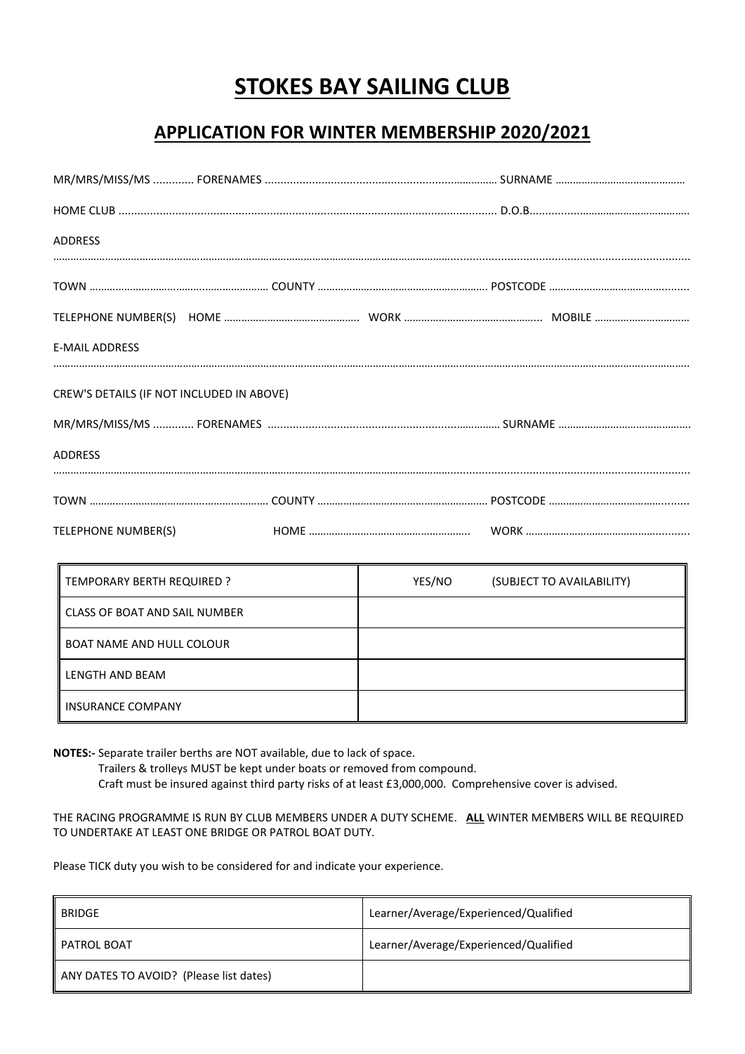# STOKES BAY SAILING CLUB

## APPLICATION FOR WINTER MEMBERSHIP 2020/2021

MR/MRS/MISS/MS ............. FORENAMES ........................................................................... SURNAME ............................................

HOME CLUB ........................................................................................................................ D.O.B.......................................................

ADDRESS

.............................................................................................................................................................................................................

TOWN ............................................................ COUNTY ......................................................... POSTCODE ...............................................

TELEPHONE NUMBER(S) HOME .............................................. WORK .............................................. MOBILE ...............................

E-MAIL ADDRESS

.............................................................................................................................................................................................................

CREW'S DETAILS (IF NOT INCLUDED IN ABOVE)

MR/MRS/MISS/MS ............. FORENAMES ........................................................................... SURNAME ............................................

ADDRESS

.............................................................................................................................................................................................................

TOWN ............................................................ COUNTY ......................................................... POSTCODE ...............................................

TELEPHONE NUMBER(S) HOME ....................................................... WORK .......................................................

| TEMPORARY BERTH REQUIRED ? | YES/NO (SUBJECT TO AVAILABILITY) |
|---|---|
| CLASS OF BOAT AND SAIL NUMBER | |
| BOAT NAME AND HULL COLOUR | |
| LENGTH AND BEAM | |
| INSURANCE COMPANY | |

**NOTES:-** Separate trailer berths are NOT available, due to lack of space.
Trailers & trolleys MUST be kept under boats or removed from compound.
Craft must be insured against third party risks of at least £3,000,000. Comprehensive cover is advised.

THE RACING PROGRAMME IS RUN BY CLUB MEMBERS UNDER A DUTY SCHEME. **ALL** WINTER MEMBERS WILL BE REQUIRED TO UNDERTAKE AT LEAST ONE BRIDGE OR PATROL BOAT DUTY.

Please TICK duty you wish to be considered for and indicate your experience.

| BRIDGE | Learner/Average/Experienced/Qualified |
|---|---|
| PATROL BOAT | Learner/Average/Experienced/Qualified |
| ANY DATES TO AVOID? (Please list dates) | |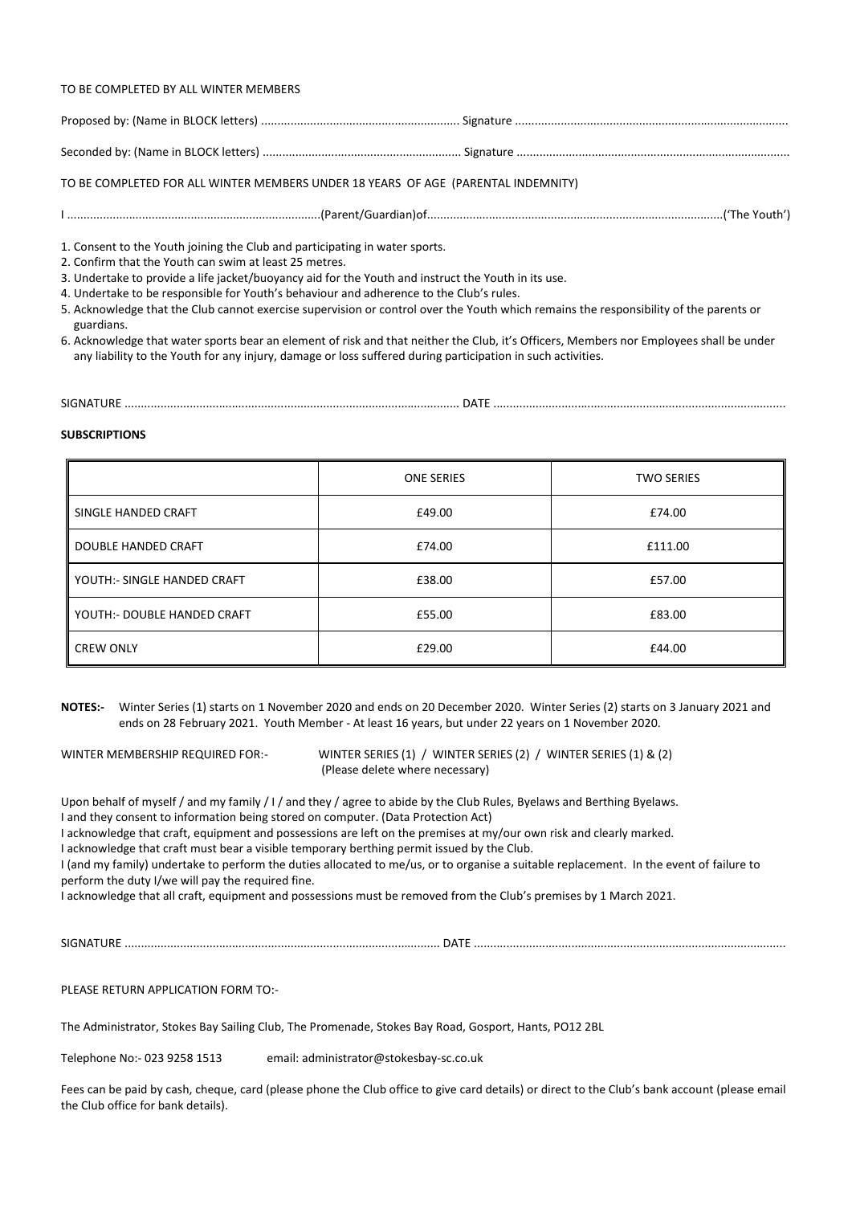TO BE COMPLETED BY ALL WINTER MEMBERS

Proposed by: (Name in BLOCK letters) ............................................................ Signature ...................................................................................

Seconded by: (Name in BLOCK letters) ............................................................ Signature ...................................................................................

TO BE COMPLETED FOR ALL WINTER MEMBERS UNDER 18 YEARS OF AGE (PARENTAL INDEMNITY)

I ............................................................................(Parent/Guardian)of.........................................................................................('The Youth')

1. Consent to the Youth joining the Club and participating in water sports.
2. Confirm that the Youth can swim at least 25 metres.
3. Undertake to provide a life jacket/buoyancy aid for the Youth and instruct the Youth in its use.
4. Undertake to be responsible for Youth's behaviour and adherence to the Club's rules.
5. Acknowledge that the Club cannot exercise supervision or control over the Youth which remains the responsibility of the parents or guardians.
6. Acknowledge that water sports bear an element of risk and that neither the Club, it's Officers, Members nor Employees shall be under any liability to the Youth for any injury, damage or loss suffered during participation in such activities.

SIGNATURE ...................................................................................................... DATE .........................................................................................

**SUBSCRIPTIONS**

| | ONE SERIES | TWO SERIES |
|---|---|---|
| SINGLE HANDED CRAFT | £49.00 | £74.00 |
| DOUBLE HANDED CRAFT | £74.00 | £111.00 |
| YOUTH:- SINGLE HANDED CRAFT | £38.00 | £57.00 |
| YOUTH:- DOUBLE HANDED CRAFT | £55.00 | £83.00 |
| CREW ONLY | £29.00 | £44.00 |

**NOTES:-** Winter Series (1) starts on 1 November 2020 and ends on 20 December 2020. Winter Series (2) starts on 3 January 2021 and ends on 28 February 2021. Youth Member - At least 16 years, but under 22 years on 1 November 2020.

WINTER MEMBERSHIP REQUIRED FOR:- WINTER SERIES (1) / WINTER SERIES (2) / WINTER SERIES (1) & (2)
(Please delete where necessary)

Upon behalf of myself / and my family / I / and they / agree to abide by the Club Rules, Byelaws and Berthing Byelaws.
I and they consent to information being stored on computer. (Data Protection Act)
I acknowledge that craft, equipment and possessions are left on the premises at my/our own risk and clearly marked.
I acknowledge that craft must bear a visible temporary berthing permit issued by the Club.
I (and my family) undertake to perform the duties allocated to me/us, or to organise a suitable replacement. In the event of failure to perform the duty I/we will pay the required fine.
I acknowledge that all craft, equipment and possessions must be removed from the Club's premises by 1 March 2021.

SIGNATURE ................................................................................................ DATE ...............................................................................................

PLEASE RETURN APPLICATION FORM TO:-

The Administrator, Stokes Bay Sailing Club, The Promenade, Stokes Bay Road, Gosport, Hants, PO12 2BL

Telephone No:- 023 9258 1513 email: administrator@stokesbay-sc.co.uk

Fees can be paid by cash, cheque, card (please phone the Club office to give card details) or direct to the Club's bank account (please email the Club office for bank details).